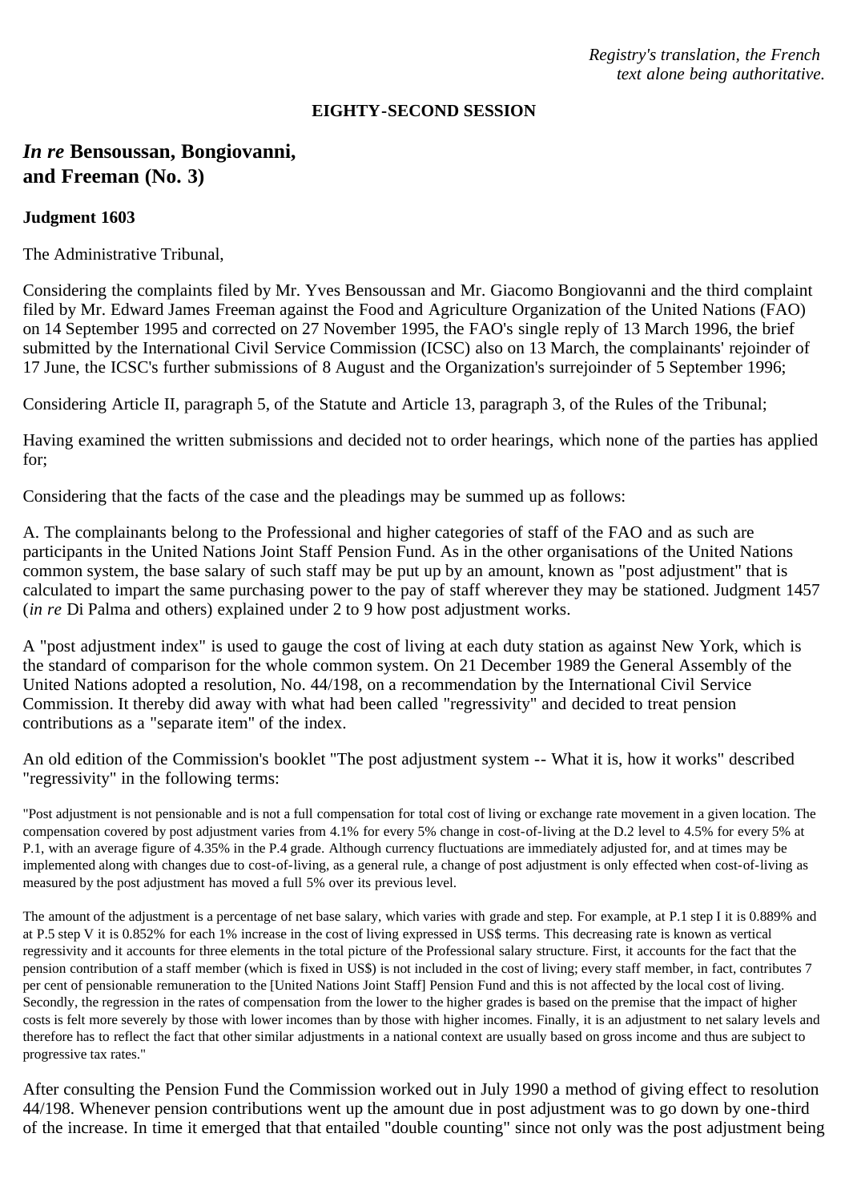*Registry's translation, the French text alone being authoritative.*

**EIGHTY-SECOND SESSION**

## *In re* Bensoussan, Bongiovanni, and Freeman (No. 3)

**Judgment 1603**

The Administrative Tribunal,

Considering the complaints filed by Mr. Yves Bensoussan and Mr. Giacomo Bongiovanni and the third complaint filed by Mr. Edward James Freeman against the Food and Agriculture Organization of the United Nations (FAO) on 14 September 1995 and corrected on 27 November 1995, the FAO's single reply of 13 March 1996, the brief submitted by the International Civil Service Commission (ICSC) also on 13 March, the complainants' rejoinder of 17 June, the ICSC's further submissions of 8 August and the Organization's surrejoinder of 5 September 1996;

Considering Article II, paragraph 5, of the Statute and Article 13, paragraph 3, of the Rules of the Tribunal;

Having examined the written submissions and decided not to order hearings, which none of the parties has applied for;

Considering that the facts of the case and the pleadings may be summed up as follows:

A. The complainants belong to the Professional and higher categories of staff of the FAO and as such are participants in the United Nations Joint Staff Pension Fund. As in the other organisations of the United Nations common system, the base salary of such staff may be put up by an amount, known as "post adjustment" that is calculated to impart the same purchasing power to the pay of staff wherever they may be stationed. Judgment 1457 (*in re* Di Palma and others) explained under 2 to 9 how post adjustment works.

A "post adjustment index" is used to gauge the cost of living at each duty station as against New York, which is the standard of comparison for the whole common system. On 21 December 1989 the General Assembly of the United Nations adopted a resolution, No. 44/198, on a recommendation by the International Civil Service Commission. It thereby did away with what had been called "regressivity" and decided to treat pension contributions as a "separate item" of the index.

An old edition of the Commission's booklet "The post adjustment system -- What it is, how it works" described "regressivity" in the following terms:

> "Post adjustment is not pensionable and is not a full compensation for total cost of living or exchange rate movement in a given location. The compensation covered by post adjustment varies from 4.1% for every 5% change in cost-of-living at the D.2 level to 4.5% for every 5% at P.1, with an average figure of 4.35% in the P.4 grade. Although currency fluctuations are immediately adjusted for, and at times may be implemented along with changes due to cost-of-living, as a general rule, a change of post adjustment is only effected when cost-of-living as measured by the post adjustment has moved a full 5% over its previous level.
>
> The amount of the adjustment is a percentage of net base salary, which varies with grade and step. For example, at P.1 step I it is 0.889% and at P.5 step V it is 0.852% for each 1% increase in the cost of living expressed in US$ terms. This decreasing rate is known as vertical regressivity and it accounts for three elements in the total picture of the Professional salary structure. First, it accounts for the fact that the pension contribution of a staff member (which is fixed in US$) is not included in the cost of living; every staff member, in fact, contributes 7 per cent of pensionable remuneration to the [United Nations Joint Staff] Pension Fund and this is not affected by the local cost of living. Secondly, the regression in the rates of compensation from the lower to the higher grades is based on the premise that the impact of higher costs is felt more severely by those with lower incomes than by those with higher incomes. Finally, it is an adjustment to net salary levels and therefore has to reflect the fact that other similar adjustments in a national context are usually based on gross income and thus are subject to progressive tax rates."

After consulting the Pension Fund the Commission worked out in July 1990 a method of giving effect to resolution 44/198. Whenever pension contributions went up the amount due in post adjustment was to go down by one-third of the increase. In time it emerged that that entailed "double counting" since not only was the post adjustment being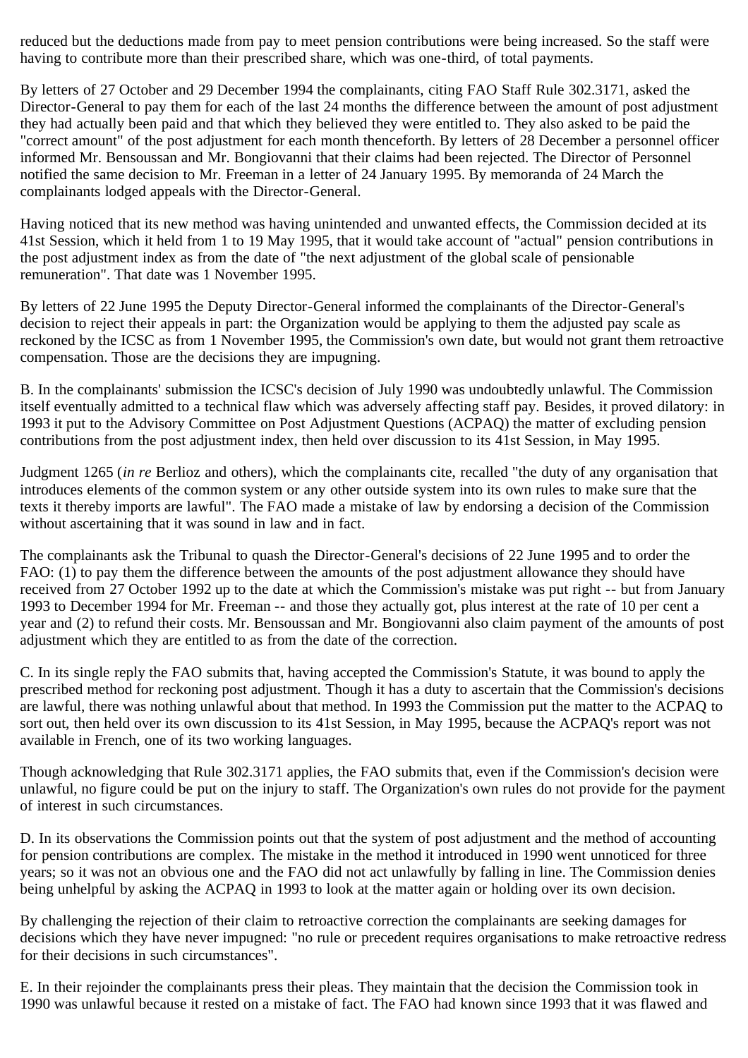reduced but the deductions made from pay to meet pension contributions were being increased. So the staff were having to contribute more than their prescribed share, which was one-third, of total payments.

By letters of 27 October and 29 December 1994 the complainants, citing FAO Staff Rule 302.3171, asked the Director-General to pay them for each of the last 24 months the difference between the amount of post adjustment they had actually been paid and that which they believed they were entitled to. They also asked to be paid the "correct amount" of the post adjustment for each month thenceforth. By letters of 28 December a personnel officer informed Mr. Bensoussan and Mr. Bongiovanni that their claims had been rejected. The Director of Personnel notified the same decision to Mr. Freeman in a letter of 24 January 1995. By memoranda of 24 March the complainants lodged appeals with the Director-General.

Having noticed that its new method was having unintended and unwanted effects, the Commission decided at its 41st Session, which it held from 1 to 19 May 1995, that it would take account of "actual" pension contributions in the post adjustment index as from the date of "the next adjustment of the global scale of pensionable remuneration". That date was 1 November 1995.

By letters of 22 June 1995 the Deputy Director-General informed the complainants of the Director-General's decision to reject their appeals in part: the Organization would be applying to them the adjusted pay scale as reckoned by the ICSC as from 1 November 1995, the Commission's own date, but would not grant them retroactive compensation. Those are the decisions they are impugning.

B. In the complainants' submission the ICSC's decision of July 1990 was undoubtedly unlawful. The Commission itself eventually admitted to a technical flaw which was adversely affecting staff pay. Besides, it proved dilatory: in 1993 it put to the Advisory Committee on Post Adjustment Questions (ACPAQ) the matter of excluding pension contributions from the post adjustment index, then held over discussion to its 41st Session, in May 1995.

Judgment 1265 (*in re* Berlioz and others), which the complainants cite, recalled "the duty of any organisation that introduces elements of the common system or any other outside system into its own rules to make sure that the texts it thereby imports are lawful". The FAO made a mistake of law by endorsing a decision of the Commission without ascertaining that it was sound in law and in fact.

The complainants ask the Tribunal to quash the Director-General's decisions of 22 June 1995 and to order the FAO: (1) to pay them the difference between the amounts of the post adjustment allowance they should have received from 27 October 1992 up to the date at which the Commission's mistake was put right -- but from January 1993 to December 1994 for Mr. Freeman -- and those they actually got, plus interest at the rate of 10 per cent a year and (2) to refund their costs. Mr. Bensoussan and Mr. Bongiovanni also claim payment of the amounts of post adjustment which they are entitled to as from the date of the correction.

C. In its single reply the FAO submits that, having accepted the Commission's Statute, it was bound to apply the prescribed method for reckoning post adjustment. Though it has a duty to ascertain that the Commission's decisions are lawful, there was nothing unlawful about that method. In 1993 the Commission put the matter to the ACPAQ to sort out, then held over its own discussion to its 41st Session, in May 1995, because the ACPAQ's report was not available in French, one of its two working languages.

Though acknowledging that Rule 302.3171 applies, the FAO submits that, even if the Commission's decision were unlawful, no figure could be put on the injury to staff. The Organization's own rules do not provide for the payment of interest in such circumstances.

D. In its observations the Commission points out that the system of post adjustment and the method of accounting for pension contributions are complex. The mistake in the method it introduced in 1990 went unnoticed for three years; so it was not an obvious one and the FAO did not act unlawfully by falling in line. The Commission denies being unhelpful by asking the ACPAQ in 1993 to look at the matter again or holding over its own decision.

By challenging the rejection of their claim to retroactive correction the complainants are seeking damages for decisions which they have never impugned: "no rule or precedent requires organisations to make retroactive redress for their decisions in such circumstances".

E. In their rejoinder the complainants press their pleas. They maintain that the decision the Commission took in 1990 was unlawful because it rested on a mistake of fact. The FAO had known since 1993 that it was flawed and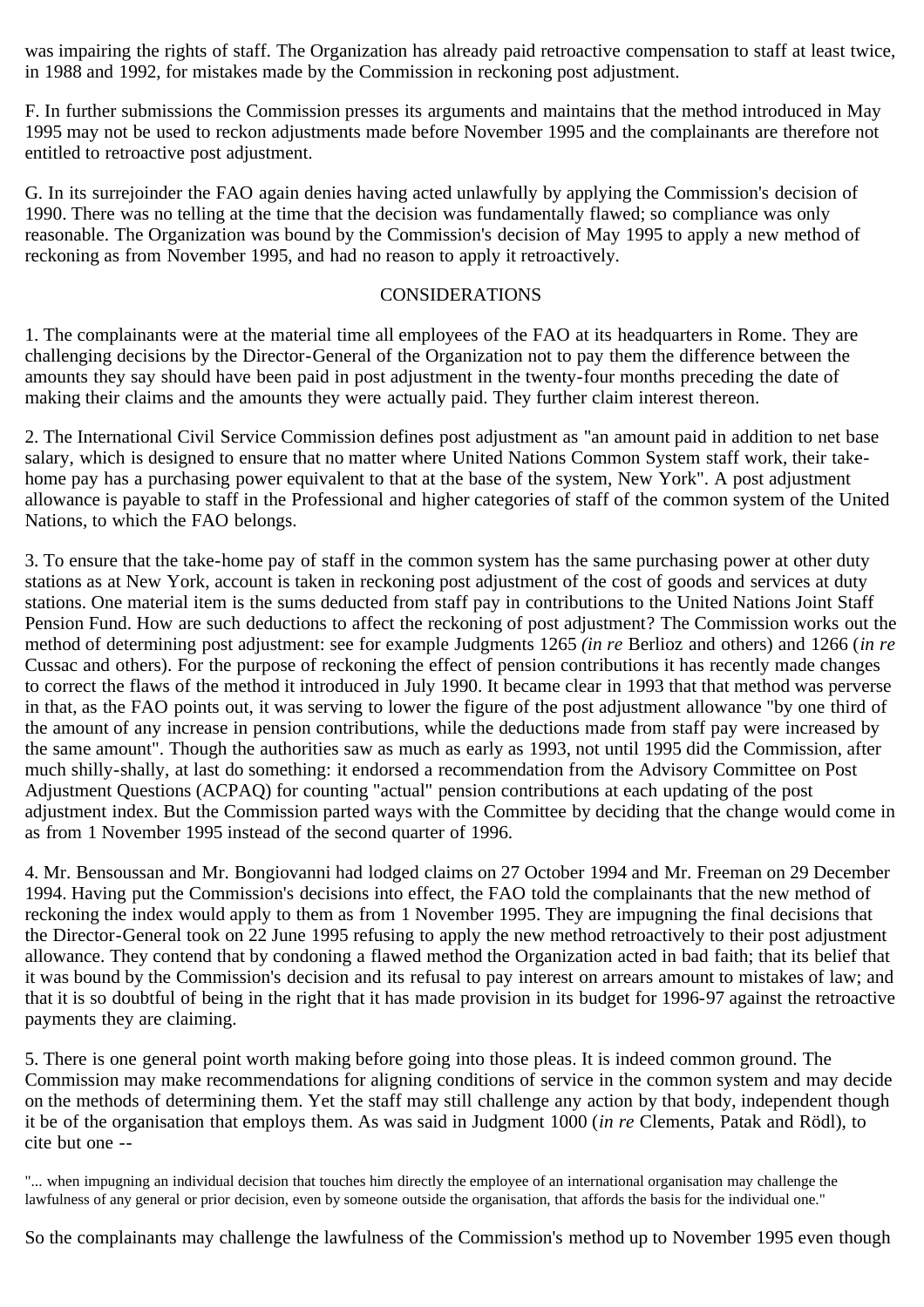was impairing the rights of staff. The Organization has already paid retroactive compensation to staff at least twice, in 1988 and 1992, for mistakes made by the Commission in reckoning post adjustment.

F. In further submissions the Commission presses its arguments and maintains that the method introduced in May 1995 may not be used to reckon adjustments made before November 1995 and the complainants are therefore not entitled to retroactive post adjustment.

G. In its surrejoinder the FAO again denies having acted unlawfully by applying the Commission's decision of 1990. There was no telling at the time that the decision was fundamentally flawed; so compliance was only reasonable. The Organization was bound by the Commission's decision of May 1995 to apply a new method of reckoning as from November 1995, and had no reason to apply it retroactively.

CONSIDERATIONS

1. The complainants were at the material time all employees of the FAO at its headquarters in Rome. They are challenging decisions by the Director-General of the Organization not to pay them the difference between the amounts they say should have been paid in post adjustment in the twenty-four months preceding the date of making their claims and the amounts they were actually paid. They further claim interest thereon.

2. The International Civil Service Commission defines post adjustment as "an amount paid in addition to net base salary, which is designed to ensure that no matter where United Nations Common System staff work, their take-home pay has a purchasing power equivalent to that at the base of the system, New York". A post adjustment allowance is payable to staff in the Professional and higher categories of staff of the common system of the United Nations, to which the FAO belongs.

3. To ensure that the take-home pay of staff in the common system has the same purchasing power at other duty stations as at New York, account is taken in reckoning post adjustment of the cost of goods and services at duty stations. One material item is the sums deducted from staff pay in contributions to the United Nations Joint Staff Pension Fund. How are such deductions to affect the reckoning of post adjustment? The Commission works out the method of determining post adjustment: see for example Judgments 1265 *(in re* Berlioz and others) and 1266 (*in re* Cussac and others). For the purpose of reckoning the effect of pension contributions it has recently made changes to correct the flaws of the method it introduced in July 1990. It became clear in 1993 that that method was perverse in that, as the FAO points out, it was serving to lower the figure of the post adjustment allowance "by one third of the amount of any increase in pension contributions, while the deductions made from staff pay were increased by the same amount". Though the authorities saw as much as early as 1993, not until 1995 did the Commission, after much shilly-shally, at last do something: it endorsed a recommendation from the Advisory Committee on Post Adjustment Questions (ACPAQ) for counting "actual" pension contributions at each updating of the post adjustment index. But the Commission parted ways with the Committee by deciding that the change would come in as from 1 November 1995 instead of the second quarter of 1996.

4. Mr. Bensoussan and Mr. Bongiovanni had lodged claims on 27 October 1994 and Mr. Freeman on 29 December 1994. Having put the Commission's decisions into effect, the FAO told the complainants that the new method of reckoning the index would apply to them as from 1 November 1995. They are impugning the final decisions that the Director-General took on 22 June 1995 refusing to apply the new method retroactively to their post adjustment allowance. They contend that by condoning a flawed method the Organization acted in bad faith; that its belief that it was bound by the Commission's decision and its refusal to pay interest on arrears amount to mistakes of law; and that it is so doubtful of being in the right that it has made provision in its budget for 1996-97 against the retroactive payments they are claiming.

5. There is one general point worth making before going into those pleas. It is indeed common ground. The Commission may make recommendations for aligning conditions of service in the common system and may decide on the methods of determining them. Yet the staff may still challenge any action by that body, independent though it be of the organisation that employs them. As was said in Judgment 1000 (*in re* Clements, Patak and Rödl), to cite but one --

"... when impugning an individual decision that touches him directly the employee of an international organisation may challenge the lawfulness of any general or prior decision, even by someone outside the organisation, that affords the basis for the individual one."

So the complainants may challenge the lawfulness of the Commission's method up to November 1995 even though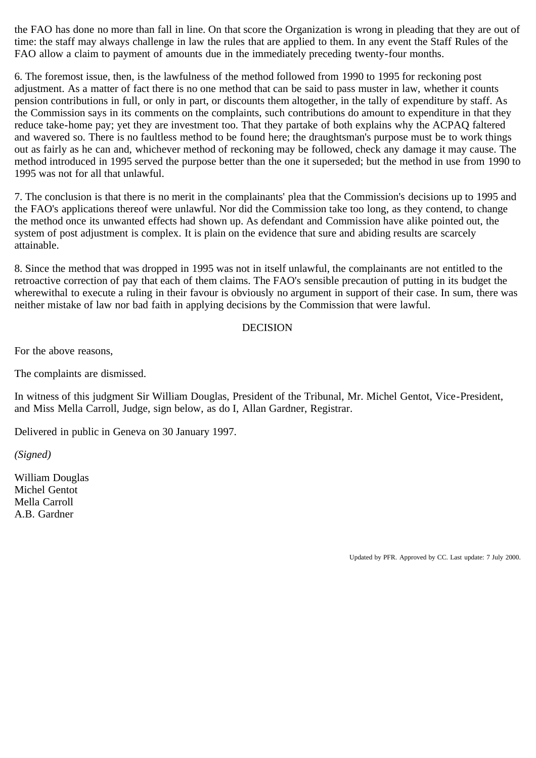the FAO has done no more than fall in line. On that score the Organization is wrong in pleading that they are out of time: the staff may always challenge in law the rules that are applied to them. In any event the Staff Rules of the FAO allow a claim to payment of amounts due in the immediately preceding twenty-four months.

6. The foremost issue, then, is the lawfulness of the method followed from 1990 to 1995 for reckoning post adjustment. As a matter of fact there is no one method that can be said to pass muster in law, whether it counts pension contributions in full, or only in part, or discounts them altogether, in the tally of expenditure by staff. As the Commission says in its comments on the complaints, such contributions do amount to expenditure in that they reduce take-home pay; yet they are investment too. That they partake of both explains why the ACPAQ faltered and wavered so. There is no faultless method to be found here; the draughtsman's purpose must be to work things out as fairly as he can and, whichever method of reckoning may be followed, check any damage it may cause. The method introduced in 1995 served the purpose better than the one it superseded; but the method in use from 1990 to 1995 was not for all that unlawful.

7. The conclusion is that there is no merit in the complainants' plea that the Commission's decisions up to 1995 and the FAO's applications thereof were unlawful. Nor did the Commission take too long, as they contend, to change the method once its unwanted effects had shown up. As defendant and Commission have alike pointed out, the system of post adjustment is complex. It is plain on the evidence that sure and abiding results are scarcely attainable.

8. Since the method that was dropped in 1995 was not in itself unlawful, the complainants are not entitled to the retroactive correction of pay that each of them claims. The FAO's sensible precaution of putting in its budget the wherewithal to execute a ruling in their favour is obviously no argument in support of their case. In sum, there was neither mistake of law nor bad faith in applying decisions by the Commission that were lawful.

DECISION

For the above reasons,

The complaints are dismissed.

In witness of this judgment Sir William Douglas, President of the Tribunal, Mr. Michel Gentot, Vice-President, and Miss Mella Carroll, Judge, sign below, as do I, Allan Gardner, Registrar.

Delivered in public in Geneva on 30 January 1997.

*(Signed)*

William Douglas
Michel Gentot
Mella Carroll
A.B. Gardner

Updated by PFR. Approved by CC. Last update: 7 July 2000.